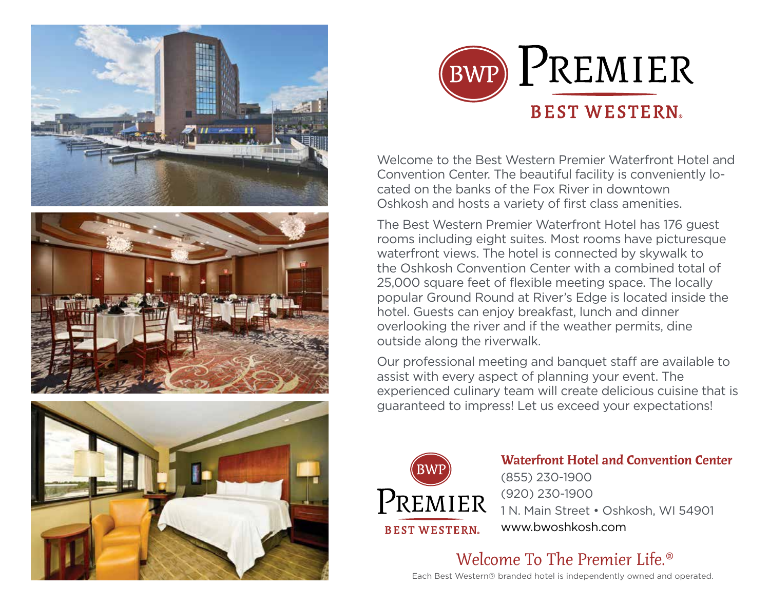# PREMIER

## BEST WESTERN.

Welcome to the Best Western Premier Waterfront Hotel and Convention Center. The beautiful facility is conveniently located on the banks of the Fox River in downtown Oshkosh and hosts a variety of first class amenities.

The Best Western Premier Waterfront Hotel has 176 guest rooms including eight suites. Most rooms have picturesque waterfront views. The hotel is connected by skywalk to the Oshkosh Convention Center with a combined total of 25,000 square feet of flexible meeting space. The locally popular Ground Round at River's Edge is located inside the hotel. Guests can enjoy breakfast, lunch and dinner overlooking the river and if the weather permits, dine outside along the riverwalk.

Our professional meeting and banquet staff are available to assist with every aspect of planning your event. The experienced culinary team will create delicious cuisine that is guaranteed to impress! Let us exceed your expectations!

**Waterfront Hotel and Convention Center**
(855) 230-1900
(920) 230-1900
1 N. Main Street • Oshkosh, WI 54901
www.bwoshkosh.com

Welcome To The Premier Life.®

Each Best Western® branded hotel is independently owned and operated.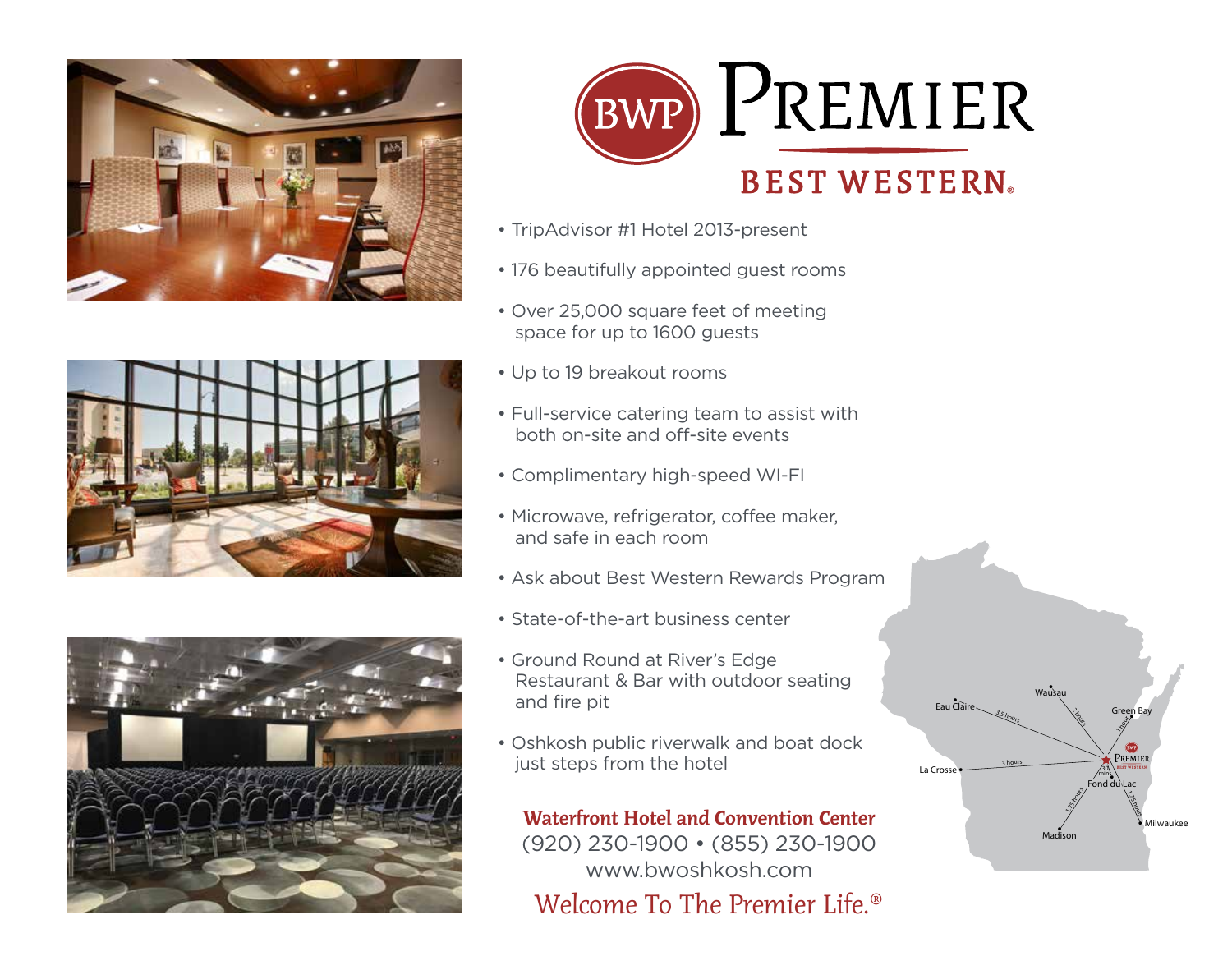# BWP PREMIER

## BEST WESTERN®

- TripAdvisor #1 Hotel 2013-present
- 176 beautifully appointed guest rooms
- Over 25,000 square feet of meeting space for up to 1600 guests
- Up to 19 breakout rooms
- Full-service catering team to assist with both on-site and off-site events
- Complimentary high-speed WI-FI
- Microwave, refrigerator, coffee maker, and safe in each room
- Ask about Best Western Rewards Program
- State-of-the-art business center
- Ground Round at River's Edge Restaurant & Bar with outdoor seating and fire pit
- Oshkosh public riverwalk and boat dock just steps from the hotel

**Waterfront Hotel and Convention Center**

(920) 230-1900 • (855) 230-1900

www.bwoshkosh.com

*Welcome To The Premier Life.®*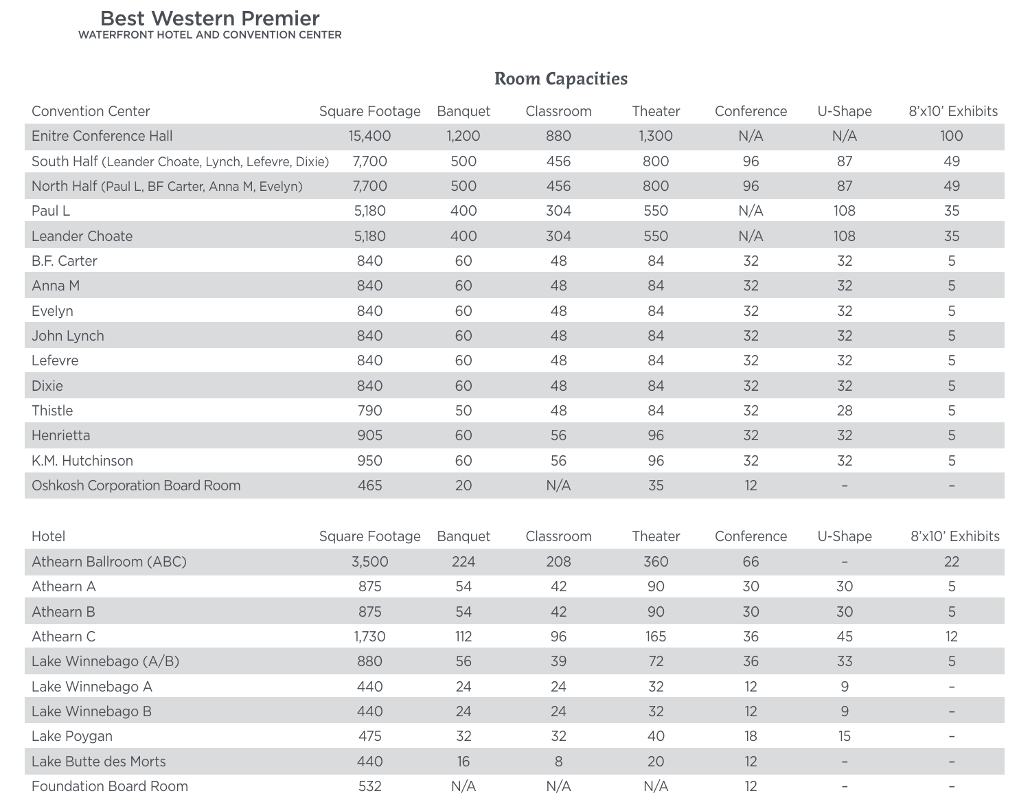# Best Western Premier

WATERFRONT HOTEL AND CONVENTION CENTER

## Room Capacities

| Convention Center | Square Footage | Banquet | Classroom | Theater | Conference | U-Shape | 8'x10' Exhibits |
|---|---|---|---|---|---|---|---|
| Enitre Conference Hall | 15,400 | 1,200 | 880 | 1,300 | N/A | N/A | 100 |
| South Half (Leander Choate, Lynch, Lefevre, Dixie) | 7,700 | 500 | 456 | 800 | 96 | 87 | 49 |
| North Half (Paul L, BF Carter, Anna M, Evelyn) | 7,700 | 500 | 456 | 800 | 96 | 87 | 49 |
| Paul L | 5,180 | 400 | 304 | 550 | N/A | 108 | 35 |
| Leander Choate | 5,180 | 400 | 304 | 550 | N/A | 108 | 35 |
| B.F. Carter | 840 | 60 | 48 | 84 | 32 | 32 | 5 |
| Anna M | 840 | 60 | 48 | 84 | 32 | 32 | 5 |
| Evelyn | 840 | 60 | 48 | 84 | 32 | 32 | 5 |
| John Lynch | 840 | 60 | 48 | 84 | 32 | 32 | 5 |
| Lefevre | 840 | 60 | 48 | 84 | 32 | 32 | 5 |
| Dixie | 840 | 60 | 48 | 84 | 32 | 32 | 5 |
| Thistle | 790 | 50 | 48 | 84 | 32 | 28 | 5 |
| Henrietta | 905 | 60 | 56 | 96 | 32 | 32 | 5 |
| K.M. Hutchinson | 950 | 60 | 56 | 96 | 32 | 32 | 5 |
| Oshkosh Corporation Board Room | 465 | 20 | N/A | 35 | 12 | – | – |

| Hotel | Square Footage | Banquet | Classroom | Theater | Conference | U-Shape | 8'x10' Exhibits |
|---|---|---|---|---|---|---|---|
| Athearn Ballroom (ABC) | 3,500 | 224 | 208 | 360 | 66 | – | 22 |
| Athearn A | 875 | 54 | 42 | 90 | 30 | 30 | 5 |
| Athearn B | 875 | 54 | 42 | 90 | 30 | 30 | 5 |
| Athearn C | 1,730 | 112 | 96 | 165 | 36 | 45 | 12 |
| Lake Winnebago (A/B) | 880 | 56 | 39 | 72 | 36 | 33 | 5 |
| Lake Winnebago A | 440 | 24 | 24 | 32 | 12 | 9 | – |
| Lake Winnebago B | 440 | 24 | 24 | 32 | 12 | 9 | – |
| Lake Poygan | 475 | 32 | 32 | 40 | 18 | 15 | – |
| Lake Butte des Morts | 440 | 16 | 8 | 20 | 12 | – | – |
| Foundation Board Room | 532 | N/A | N/A | N/A | 12 | – | – |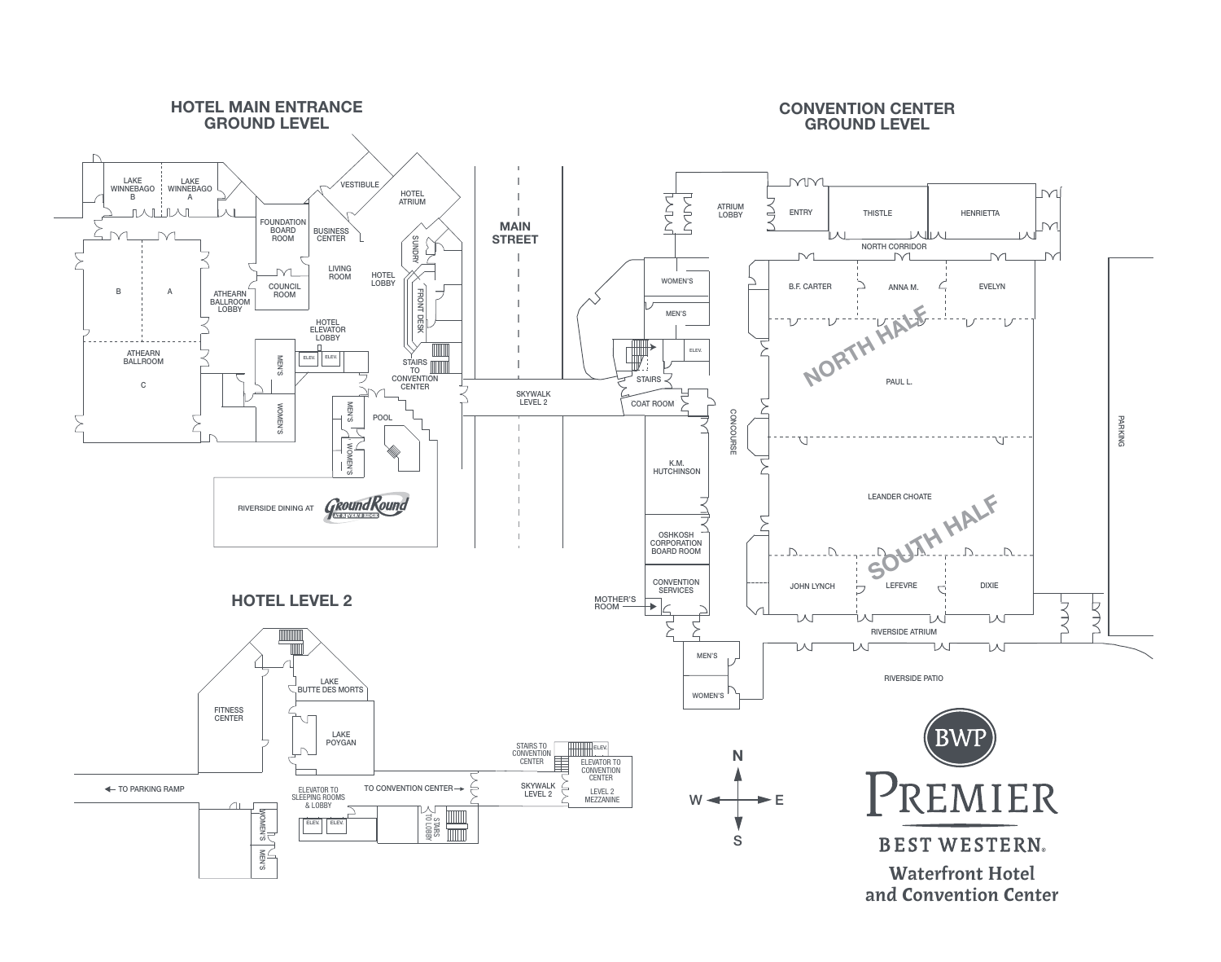## HOTEL MAIN ENTRANCE GROUND LEVEL

LAKE WINNEBAGO B
LAKE WINNEBAGO A
VESTIBULE
HOTEL ATRIUM
FOUNDATION BOARD ROOM
BUSINESS CENTER
SUNDRY
B
A
ATHEARN BALLROOM LOBBY
LIVING ROOM
HOTEL LOBBY
COUNCIL ROOM
FRONT DESK
HOTEL ELEVATOR LOBBY
ATHEARN BALLROOM
C
MEN'S
ELEV.
ELEV.
STAIRS TO CONVENTION CENTER
WOMEN'S
MEN'S
POOL
WOMEN'S
RIVERSIDE DINING AT Ground Round

## MAIN STREET

SKYWALK LEVEL 2

## CONVENTION CENTER GROUND LEVEL

ATRIUM LOBBY
ENTRY
THISTLE
HENRIETTA
NORTH CORRIDOR
WOMEN'S
B.F. CARTER
ANNA M.
EVELYN
MEN'S
ELEV.
NORTH HALF
STAIRS
PAUL L.
COAT ROOM
CONCOURSE
PARKING
K.M. HUTCHINSON
LEANDER CHOATE
OSHKOSH CORPORATION BOARD ROOM
SOUTH HALF
CONVENTION SERVICES
JOHN LYNCH
LEFEVRE
DIXIE
MOTHER'S ROOM
RIVERSIDE ATRIUM
MEN'S
RIVERSIDE PATIO
WOMEN'S

## HOTEL LEVEL 2

LAKE BUTTE DES MORTS
FITNESS CENTER
LAKE POYGAN
STAIRS TO CONVENTION CENTER
ELEV.
ELEVATOR TO CONVENTION CENTER
SKYWALK LEVEL 2
LEVEL 2 MEZZANINE
← TO PARKING RAMP
TO CONVENTION CENTER →
ELEVATOR TO SLEEPING ROOMS & LOBBY
ELEV.
ELEV.
STAIRS TO LOBBY
WOMEN'S
MEN'S

N
W
E
S

BWP
PREMIER
BEST WESTERN.
Waterfront Hotel and Convention Center